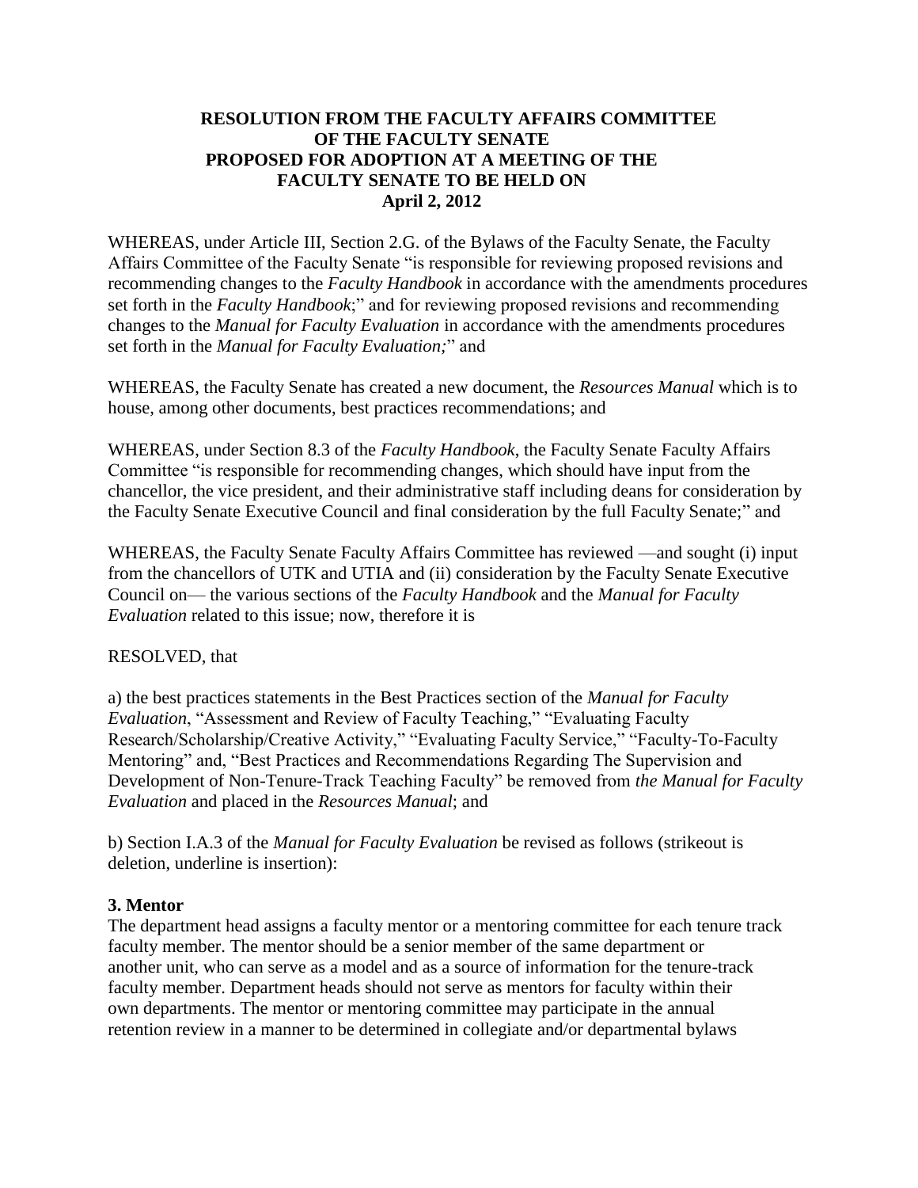**RESOLUTION FROM THE FACULTY AFFAIRS COMMITTEE OF THE FACULTY SENATE PROPOSED FOR ADOPTION AT A MEETING OF THE FACULTY SENATE TO BE HELD ON April 2, 2012**

WHEREAS, under Article III, Section 2.G. of the Bylaws of the Faculty Senate, the Faculty Affairs Committee of the Faculty Senate "is responsible for reviewing proposed revisions and recommending changes to the *Faculty Handbook* in accordance with the amendments procedures set forth in the *Faculty Handbook*;" and for reviewing proposed revisions and recommending changes to the *Manual for Faculty Evaluation* in accordance with the amendments procedures set forth in the *Manual for Faculty Evaluation;*" and

WHEREAS, the Faculty Senate has created a new document, the *Resources Manual* which is to house, among other documents, best practices recommendations; and

WHEREAS, under Section 8.3 of the *Faculty Handbook*, the Faculty Senate Faculty Affairs Committee "is responsible for recommending changes, which should have input from the chancellor, the vice president, and their administrative staff including deans for consideration by the Faculty Senate Executive Council and final consideration by the full Faculty Senate;" and

WHEREAS, the Faculty Senate Faculty Affairs Committee has reviewed —and sought (i) input from the chancellors of UTK and UTIA and (ii) consideration by the Faculty Senate Executive Council on— the various sections of the *Faculty Handbook* and the *Manual for Faculty Evaluation* related to this issue; now, therefore it is

RESOLVED, that

a) the best practices statements in the Best Practices section of the *Manual for Faculty Evaluation*, "Assessment and Review of Faculty Teaching," "Evaluating Faculty Research/Scholarship/Creative Activity," "Evaluating Faculty Service," "Faculty-To-Faculty Mentoring" and, "Best Practices and Recommendations Regarding The Supervision and Development of Non-Tenure-Track Teaching Faculty" be removed from *the Manual for Faculty Evaluation* and placed in the *Resources Manual*; and

b) Section I.A.3 of the *Manual for Faculty Evaluation* be revised as follows (strikeout is deletion, underline is insertion):

**3. Mentor**

The department head assigns a faculty mentor or a mentoring committee for each tenure track faculty member. The mentor should be a senior member of the same department or another unit, who can serve as a model and as a source of information for the tenure-track faculty member. Department heads should not serve as mentors for faculty within their own departments. The mentor or mentoring committee may participate in the annual retention review in a manner to be determined in collegiate and/or departmental bylaws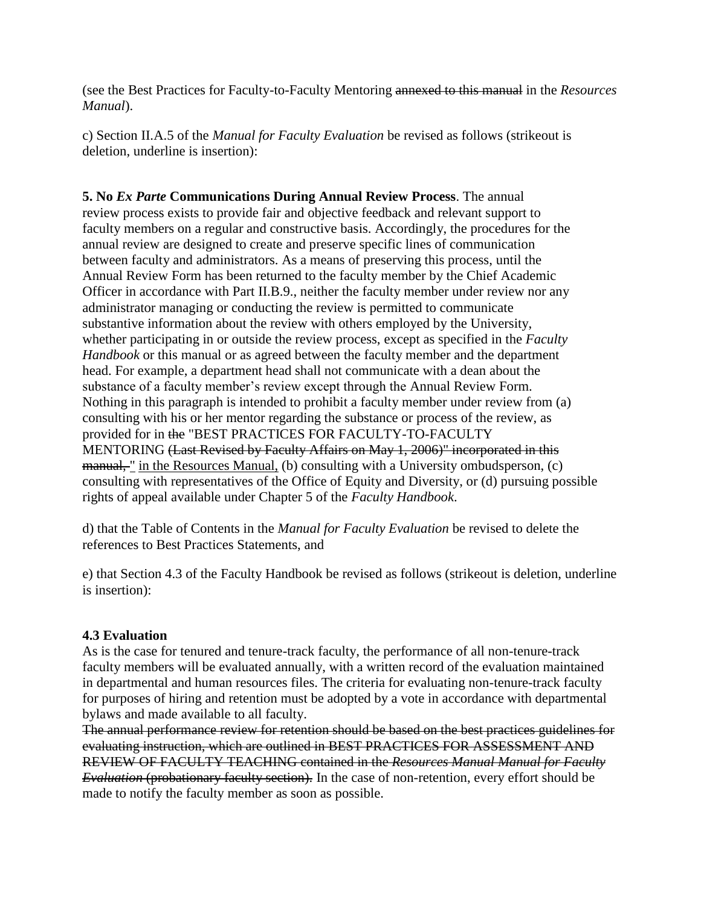(see the Best Practices for Faculty-to-Faculty Mentoring ~~annexed to this manual~~ in the *Resources Manual*).

c) Section II.A.5 of the *Manual for Faculty Evaluation* be revised as follows (strikeout is deletion, underline is insertion):

**5. No *Ex Parte* Communications During Annual Review Process**. The annual review process exists to provide fair and objective feedback and relevant support to faculty members on a regular and constructive basis. Accordingly, the procedures for the annual review are designed to create and preserve specific lines of communication between faculty and administrators. As a means of preserving this process, until the Annual Review Form has been returned to the faculty member by the Chief Academic Officer in accordance with Part II.B.9., neither the faculty member under review nor any administrator managing or conducting the review is permitted to communicate substantive information about the review with others employed by the University, whether participating in or outside the review process, except as specified in the *Faculty Handbook* or this manual or as agreed between the faculty member and the department head. For example, a department head shall not communicate with a dean about the substance of a faculty member's review except through the Annual Review Form. Nothing in this paragraph is intended to prohibit a faculty member under review from (a) consulting with his or her mentor regarding the substance or process of the review, as provided for in ~~the~~ "BEST PRACTICES FOR FACULTY-TO-FACULTY MENTORING ~~(Last Revised by Faculty Affairs on May 1, 2006)" incorporated in this manual,~~ " <u>in the Resources Manual,</u> (b) consulting with a University ombudsperson, (c) consulting with representatives of the Office of Equity and Diversity, or (d) pursuing possible rights of appeal available under Chapter 5 of the *Faculty Handbook*.

d) that the Table of Contents in the *Manual for Faculty Evaluation* be revised to delete the references to Best Practices Statements, and

e) that Section 4.3 of the Faculty Handbook be revised as follows (strikeout is deletion, underline is insertion):

**4.3 Evaluation**

As is the case for tenured and tenure-track faculty, the performance of all non-tenure-track faculty members will be evaluated annually, with a written record of the evaluation maintained in departmental and human resources files. The criteria for evaluating non-tenure-track faculty for purposes of hiring and retention must be adopted by a vote in accordance with departmental bylaws and made available to all faculty.

~~The annual performance review for retention should be based on the best practices guidelines for evaluating instruction, which are outlined in BEST PRACTICES FOR ASSESSMENT AND REVIEW OF FACULTY TEACHING contained in the *Resources Manual Manual for Faculty Evaluation* (probationary faculty section).~~ In the case of non-retention, every effort should be made to notify the faculty member as soon as possible.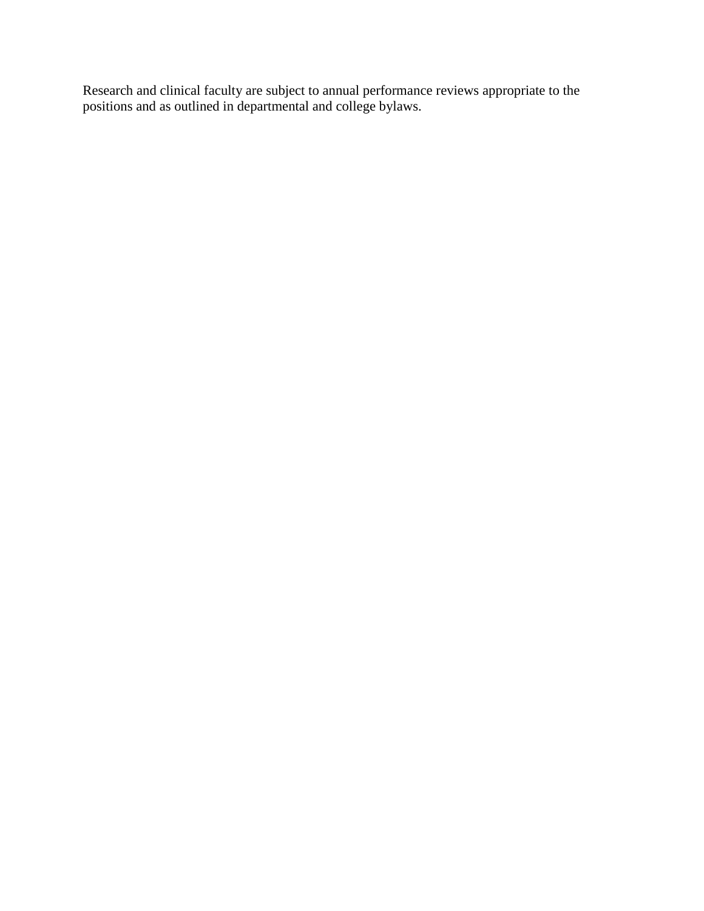Research and clinical faculty are subject to annual performance reviews appropriate to the positions and as outlined in departmental and college bylaws.